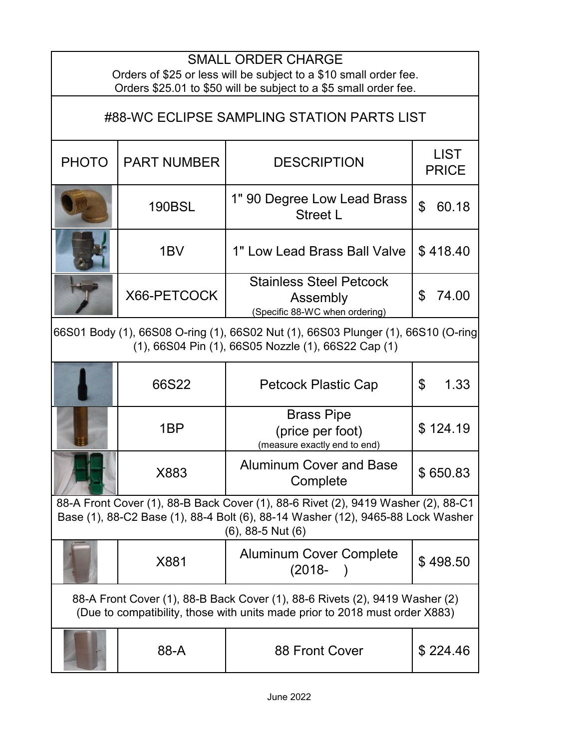## SMALL ORDER CHARGE

Orders of $25 or less will be subject to a $10 small order fee.
Orders $25.01 to $50 will be subject to a $5 small order fee.

## #88-WC ECLIPSE SAMPLING STATION PARTS LIST

| PHOTO | PART NUMBER | DESCRIPTION | LIST PRICE |
|---|---|---|---|
| | 190BSL | 1" 90 Degree Low Lead Brass Street L | $ 60.18 |
| | 1BV | 1" Low Lead Brass Ball Valve | $ 418.40 |
| | X66-PETCOCK | Stainless Steel Petcock Assembly (Specific 88-WC when ordering) | $ 74.00 |
| 66S01 Body (1), 66S08 O-ring (1), 66S02 Nut (1), 66S03 Plunger (1), 66S10 (O-ring (1), 66S04 Pin (1), 66S05 Nozzle (1), 66S22 Cap (1) | | | |
| | 66S22 | Petcock Plastic Cap | $ 1.33 |
| | 1BP | Brass Pipe (price per foot) (measure exactly end to end) | $ 124.19 |
| | X883 | Aluminum Cover and Base Complete | $ 650.83 |
| 88-A Front Cover (1), 88-B Back Cover (1), 88-6 Rivet (2), 9419 Washer (2), 88-C1 Base (1), 88-C2 Base (1), 88-4 Bolt (6), 88-14 Washer (12), 9465-88 Lock Washer (6), 88-5 Nut (6) | | | |
| | X881 | Aluminum Cover Complete (2018- ) | $ 498.50 |
| 88-A Front Cover (1), 88-B Back Cover (1), 88-6 Rivets (2), 9419 Washer (2) (Due to compatibility, those with units made prior to 2018 must order X883) | | | |
| | 88-A | 88 Front Cover | $ 224.46 |

June 2022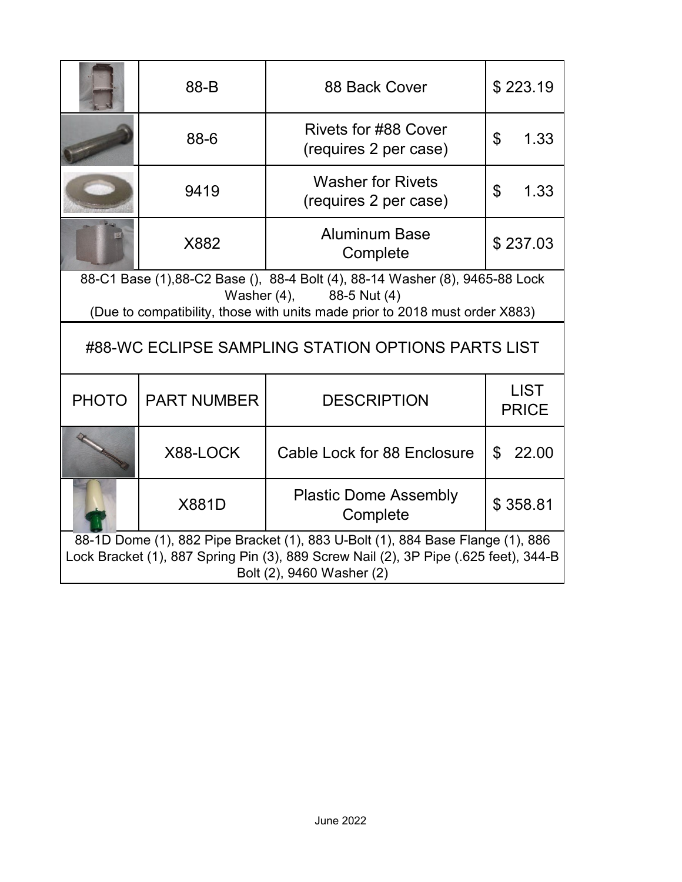| | | | |
|---|---|---|---|
| | 88-B | 88 Back Cover | $ 223.19 |
| | 88-6 | Rivets for #88 Cover (requires 2 per case) | $ 1.33 |
| | 9419 | Washer for Rivets (requires 2 per case) | $ 1.33 |
| | X882 | Aluminum Base Complete | $ 237.03 |
| 88-C1 Base (1),88-C2 Base (), 88-4 Bolt (4), 88-14 Washer (8), 9465-88 Lock Washer (4), 88-5 Nut (4) (Due to compatibility, those with units made prior to 2018 must order X883) | | | |

## #88-WC ECLIPSE SAMPLING STATION OPTIONS PARTS LIST

| PHOTO | PART NUMBER | DESCRIPTION | LIST PRICE |
|---|---|---|---|
| | X88-LOCK | Cable Lock for 88 Enclosure | $ 22.00 |
| | X881D | Plastic Dome Assembly Complete | $ 358.81 |
| 88-1D Dome (1), 882 Pipe Bracket (1), 883 U-Bolt (1), 884 Base Flange (1), 886 Lock Bracket (1), 887 Spring Pin (3), 889 Screw Nail (2), 3P Pipe (.625 feet), 344-B Bolt (2), 9460 Washer (2) | | | |

June 2022